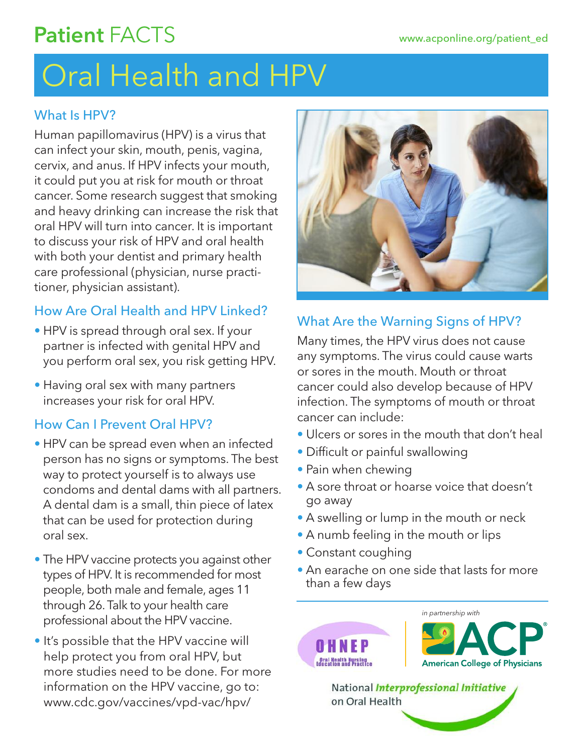# Patient FACTS

www.acponline.org/patient_ed

# Oral Health and HPV

## What Is HPV?

Human papillomavirus (HPV) is a virus that can infect your skin, mouth, penis, vagina, cervix, and anus. If HPV infects your mouth, it could put you at risk for mouth or throat cancer. Some research suggest that smoking and heavy drinking can increase the risk that oral HPV will turn into cancer. It is important to discuss your risk of HPV and oral health with both your dentist and primary health care professional (physician, nurse practitioner, physician assistant).

## How Are Oral Health and HPV Linked?

- HPV is spread through oral sex. If your partner is infected with genital HPV and you perform oral sex, you risk getting HPV.
- Having oral sex with many partners increases your risk for oral HPV.

## How Can I Prevent Oral HPV?

- HPV can be spread even when an infected person has no signs or symptoms. The best way to protect yourself is to always use condoms and dental dams with all partners. A dental dam is a small, thin piece of latex that can be used for protection during oral sex.
- The HPV vaccine protects you against other types of HPV. It is recommended for most people, both male and female, ages 11 through 26. Talk to your health care professional about the HPV vaccine.
- It's possible that the HPV vaccine will help protect you from oral HPV, but more studies need to be done. For more information on the HPV vaccine, go to: www.cdc.gov/vaccines/vpd-vac/hpv/

## What Are the Warning Signs of HPV?

Many times, the HPV virus does not cause any symptoms. The virus could cause warts or sores in the mouth. Mouth or throat cancer could also develop because of HPV infection. The symptoms of mouth or throat cancer can include:

- Ulcers or sores in the mouth that don't heal
- Difficult or painful swallowing
- Pain when chewing
- A sore throat or hoarse voice that doesn't go away
- A swelling or lump in the mouth or neck
- A numb feeling in the mouth or lips
- Constant coughing
- An earache on one side that lasts for more than a few days

*in partnership with*

OHNEP Oral Health Nursing Education and Practice

ACP American College of Physicians

National *Interprofessional Initiative* on Oral Health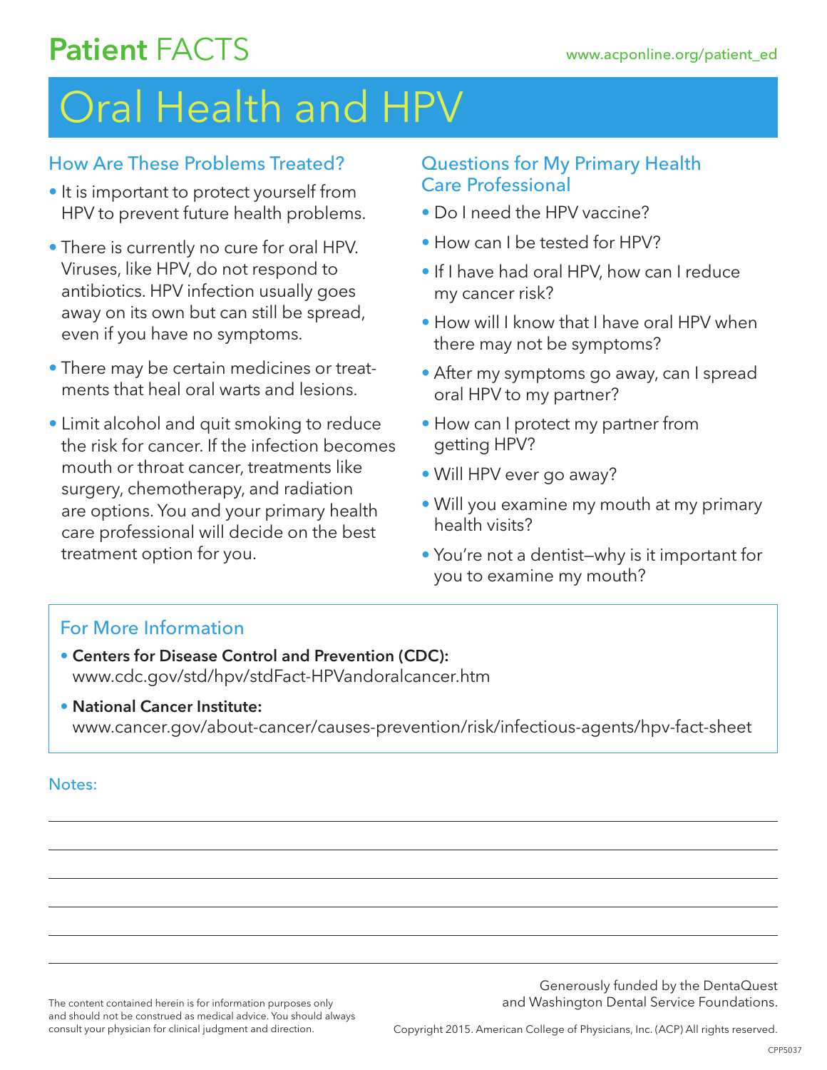# Patient FACTS

www.acponline.org/patient_ed

# Oral Health and HPV

## How Are These Problems Treated?

- It is important to protect yourself from HPV to prevent future health problems.
- There is currently no cure for oral HPV. Viruses, like HPV, do not respond to antibiotics. HPV infection usually goes away on its own but can still be spread, even if you have no symptoms.
- There may be certain medicines or treatments that heal oral warts and lesions.
- Limit alcohol and quit smoking to reduce the risk for cancer. If the infection becomes mouth or throat cancer, treatments like surgery, chemotherapy, and radiation are options. You and your primary health care professional will decide on the best treatment option for you.

## Questions for My Primary Health Care Professional

- Do I need the HPV vaccine?
- How can I be tested for HPV?
- If I have had oral HPV, how can I reduce my cancer risk?
- How will I know that I have oral HPV when there may not be symptoms?
- After my symptoms go away, can I spread oral HPV to my partner?
- How can I protect my partner from getting HPV?
- Will HPV ever go away?
- Will you examine my mouth at my primary health visits?
- You're not a dentist—why is it important for you to examine my mouth?

## For More Information

- **Centers for Disease Control and Prevention (CDC):** www.cdc.gov/std/hpv/stdFact-HPVandoralcancer.htm
- **National Cancer Institute:** www.cancer.gov/about-cancer/causes-prevention/risk/infectious-agents/hpv-fact-sheet

Notes:

The content contained herein is for information purposes only and should not be construed as medical advice. You should always consult your physician for clinical judgment and direction.

Generously funded by the DentaQuest and Washington Dental Service Foundations.

Copyright 2015. American College of Physicians, Inc. (ACP) All rights reserved.

CPP5037